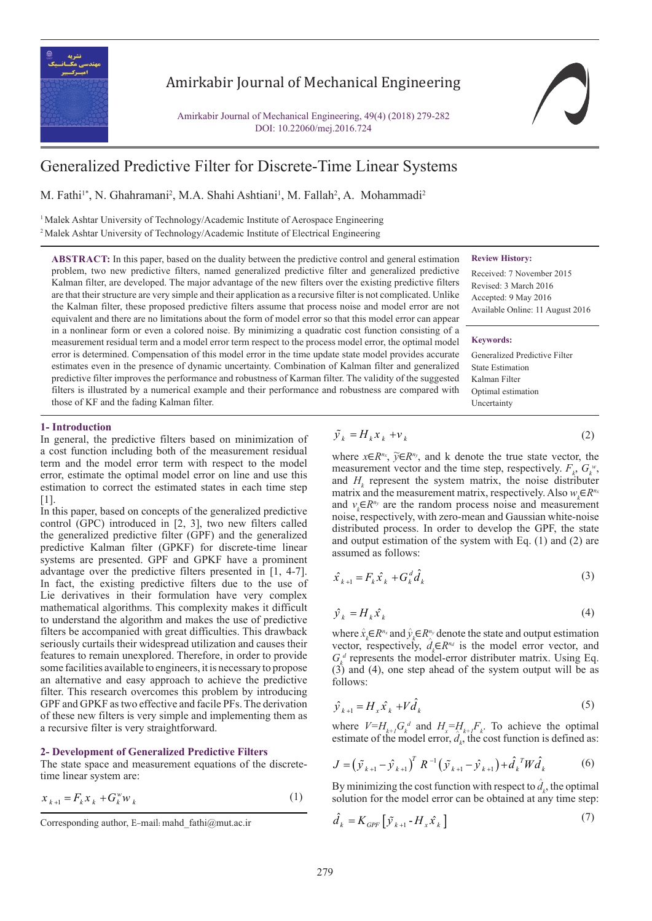# Generalized Predictive Filter for Discrete-Time Linear Systems

M. Fathi[1*], N. Ghahramani[2], M.A. Shahi Ashtiani[1], M. Fallah[2], A. Mohammadi[2]

[1] Malek Ashtar University of Technology/Academic Institute of Aerospace Engineering

[2] Malek Ashtar University of Technology/Academic Institute of Electrical Engineering

**ABSTRACT:** In this paper, based on the duality between the predictive control and general estimation problem, two new predictive filters, named generalized predictive filter and generalized predictive Kalman filter, are developed. The major advantage of the new filters over the existing predictive filters are that their structure are very simple and their application as a recursive filter is not complicated. Unlike the Kalman filter, these proposed predictive filters assume that process noise and model error are not equivalent and there are no limitations about the form of model error so that this model error can appear in a nonlinear form or even a colored noise. By minimizing a quadratic cost function consisting of a measurement residual term and a model error term respect to the process model error, the optimal model error is determined. Compensation of this model error in the time update state model provides accurate estimates even in the presence of dynamic uncertainty. Combination of Kalman filter and generalized predictive filter improves the performance and robustness of Karman filter. The validity of the suggested filters is illustrated by a numerical example and their performance and robustness are compared with those of KF and the fading Kalman filter.

**Review History:**

Received: 7 November 2015
Revised: 3 March 2016
Accepted: 9 May 2016
Available Online: 11 August 2016

**Keywords:**

Generalized Predictive Filter
State Estimation
Kalman Filter
Optimal estimation
Uncertainty

## 1- Introduction

In general, the predictive filters based on minimization of a cost function including both of the measurement residual term and the model error term with respect to the model error, estimate the optimal model error on line and use this estimation to correct the estimated states in each time step [1].

In this paper, based on concepts of the generalized predictive control (GPC) introduced in [2, 3], two new filters called the generalized predictive filter (GPF) and the generalized predictive Kalman filter (GPKF) for discrete-time linear systems are presented. GPF and GPKF have a prominent advantage over the predictive filters presented in [1, 4-7]. In fact, the existing predictive filters due to the use of Lie derivatives in their formulation have very complex mathematical algorithms. This complexity makes it difficult to understand the algorithm and makes the use of predictive filters be accompanied with great difficulties. This drawback seriously curtails their widespread utilization and causes their features to remain unexplored. Therefore, in order to provide some facilities available to engineers, it is necessary to propose an alternative and easy approach to achieve the predictive filter. This research overcomes this problem by introducing GPF and GPKF as two effective and facile PFs. The derivation of these new filters is very simple and implementing them as a recursive filter is very straightforward.

## 2- Development of Generalized Predictive Filters

The state space and measurement equations of the discrete-time linear system are:

$$x_{k+1} = F_k x_k + G_k^w w_k \tag{1}$$

$$\tilde{y}_k = H_k x_k + v_k \tag{2}$$

where $x \in R^{n_x}$, $\tilde{y} \in R^{n_y}$, and k denote the true state vector, the measurement vector and the time step, respectively. $F_k$, $G_k^w$, and $H_k$ represent the system matrix, the noise distributer matrix and the measurement matrix, respectively. Also $w_k \in R^{n_x}$ and $v_k \in R^{n_y}$ are the random process noise and measurement noise, respectively, with zero-mean and Gaussian white-noise distributed process. In order to develop the GPF, the state and output estimation of the system with Eq. (1) and (2) are assumed as follows:

$$\hat{x}_{k+1} = F_k \hat{x}_k + G_k^d \hat{d}_k \tag{3}$$

$$\hat{y}_k = H_k \hat{x}_k \tag{4}$$

where $\hat{x}_k \in R^{n_x}$ and $\hat{y}_k \in R^{n_y}$ denote the state and output estimation vector, respectively, $\hat{d}_k \in R^{n_d}$ is the model error vector, and $G_k^d$ represents the model-error distributer matrix. Using Eq. (3) and (4), one step ahead of the system output will be as follows:

$$\hat{y}_{k+1} = H_x \hat{x}_k + V \hat{d}_k \tag{5}$$

where $V = H_{k+1} G_k^d$ and $H_x = H_{k+1} F_k$. To achieve the optimal estimate of the model error, $\hat{d}_k$, the cost function is defined as:

$$J = \left(\tilde{y}_{k+1} - \hat{y}_{k+1}\right)^T R^{-1} \left(\tilde{y}_{k+1} - \hat{y}_{k+1}\right) + \hat{d}_k^{\,T} W \hat{d}_k \tag{6}$$

By minimizing the cost function with respect to $\hat{d}_k$, the optimal solution for the model error can be obtained at any time step:

$$\hat{d}_k = K_{GPF} \left[\tilde{y}_{k+1} - H_x \hat{x}_k\right] \tag{7}$$

Corresponding author, E-mail: mahd_fathi@mut.ac.ir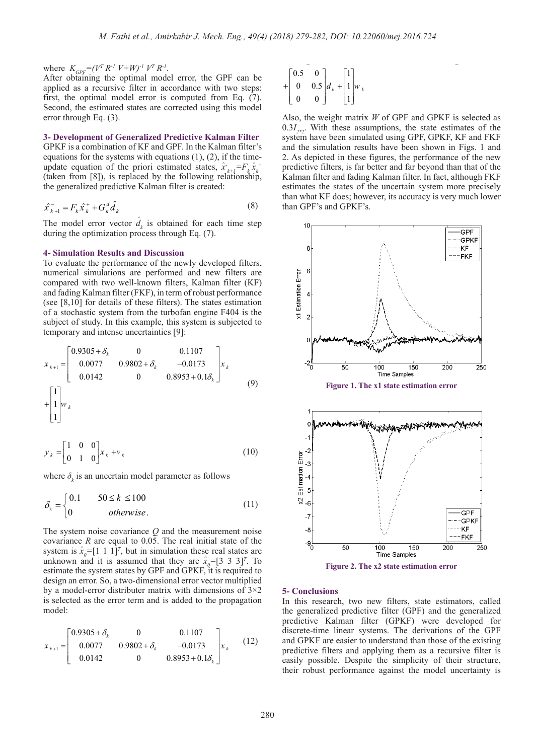where $K_{GPF}=(V^T R^{-1} V+W)^{-1} V^T R^{-1}$.

After obtaining the optimal model error, the GPF can be applied as a recursive filter in accordance with two steps: first, the optimal model error is computed from Eq. (7). Second, the estimated states are corrected using this model error through Eq. (3).

## 3- Development of Generalized Predictive Kalman Filter

GPKF is a combination of KF and GPF. In the Kalman filter's equations for the systems with equations (1), (2), if the time-update equation of the priori estimated states, $\hat{x}_{k+1}^{-}=F_k \hat{x}_k^{+}$ (taken from [8]), is replaced by the following relationship, the generalized predictive Kalman filter is created:

$$\hat{x}_{k+1}^{-}=F_k \hat{x}_k^{+}+G_k^d \hat{d}_k \tag{8}$$

The model error vector $\hat{d}_k$ is obtained for each time step during the optimization process through Eq. (7).

## 4- Simulation Results and Discussion

To evaluate the performance of the newly developed filters, numerical simulations are performed and new filters are compared with two well-known filters, Kalman filter (KF) and fading Kalman filter (FKF), in term of robust performance (see [8,10] for details of these filters). The states estimation of a stochastic system from the turbofan engine F404 is the subject of study. In this example, this system is subjected to temporary and intense uncertainties [9]:

$$x_{k+1}=\begin{bmatrix} 0.9305+\delta_k & 0 & 0.1107 \\ 0.0077 & 0.9802+\delta_k & -0.0173 \\ 0.0142 & 0 & 0.8953+0.1\delta_k \end{bmatrix} x_k + \begin{bmatrix} 1 \\ 1 \\ 1 \end{bmatrix} w_k \tag{9}$$

$$y_k=\begin{bmatrix} 1 & 0 & 0 \\ 0 & 1 & 0 \end{bmatrix} x_k + v_k \tag{10}$$

where $\delta_k$ is an uncertain model parameter as follows

$$\delta_k=\begin{cases} 0.1 & 50 \le k \le 100 \\ 0 & otherwise. \end{cases} \tag{11}$$

The system noise covariance $Q$ and the measurement noise covariance $R$ are equal to 0.05. The real initial state of the system is $\hat{x}_0=[1\ 1\ 1]^T$, but in simulation these real states are unknown and it is assumed that they are $\hat{x}_0=[3\ 3\ 3]^T$. To estimate the system states by GPF and GPKF, it is required to design an error. So, a two-dimensional error vector multiplied by a model-error distributer matrix with dimensions of 3×2 is selected as the error term and is added to the propagation model:

$$x_{k+1}=\begin{bmatrix} 0.9305+\delta_k & 0 & 0.1107 \\ 0.0077 & 0.9802+\delta_k & -0.0173 \\ 0.0142 & 0 & 0.8953+0.1\delta_k \end{bmatrix} x_k + \begin{bmatrix} 0.5 & 0 \\ 0 & 0.5 \\ 0 & 0 \end{bmatrix} d_k + \begin{bmatrix} 1 \\ 1 \\ 1 \end{bmatrix} w_k \tag{12}$$

Also, the weight matrix $W$ of GPF and GPKF is selected as $0.3I_{2*2}$. With these assumptions, the state estimates of the system have been simulated using GPF, GPKF, KF and FKF and the simulation results have been shown in Figs. 1 and 2. As depicted in these figures, the performance of the new predictive filters, is far better and far beyond than that of the Kalman filter and fading Kalman filter. In fact, although FKF estimates the states of the uncertain system more precisely than what KF does; however, its accuracy is very much lower than GPF's and GPKF's.

**Figure 1. The x1 state estimation error**

**Figure 2. The x2 state estimation error**

## 5- Conclusions

In this research, two new filters, state estimators, called the generalized predictive filter (GPF) and the generalized predictive Kalman filter (GPKF) were developed for discrete-time linear systems. The derivations of the GPF and GPKF are easier to understand than those of the existing predictive filters and applying them as a recursive filter is easily possible. Despite the simplicity of their structure, their robust performance against the model uncertainty is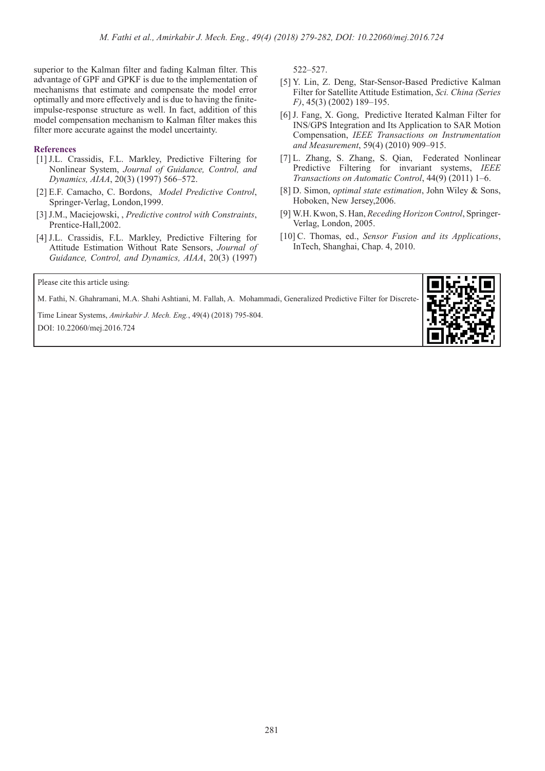superior to the Kalman filter and fading Kalman filter. This advantage of GPF and GPKF is due to the implementation of mechanisms that estimate and compensate the model error optimally and more effectively and is due to having the finite-impulse-response structure as well. In fact, addition of this model compensation mechanism to Kalman filter makes this filter more accurate against the model uncertainty.

### References

[1] J.L. Crassidis, F.L. Markley, Predictive Filtering for Nonlinear System, *Journal of Guidance, Control, and Dynamics, AIAA*, 20(3) (1997) 566–572.

[2] E.F. Camacho, C. Bordons, *Model Predictive Control*, Springer-Verlag, London,1999.

[3] J.M., Maciejowski, , *Predictive control with Constraints*, Prentice-Hall,2002.

[4] J.L. Crassidis, F.L. Markley, Predictive Filtering for Attitude Estimation Without Rate Sensors, *Journal of Guidance, Control, and Dynamics, AIAA*, 20(3) (1997) 522–527.

[5] Y. Lin, Z. Deng, Star-Sensor-Based Predictive Kalman Filter for Satellite Attitude Estimation, *Sci. China (Series F)*, 45(3) (2002) 189–195.

[6] J. Fang, X. Gong, Predictive Iterated Kalman Filter for INS/GPS Integration and Its Application to SAR Motion Compensation, *IEEE Transactions on Instrumentation and Measurement*, 59(4) (2010) 909–915.

[7] L. Zhang, S. Zhang, S. Qian, Federated Nonlinear Predictive Filtering for invariant systems, *IEEE Transactions on Automatic Control*, 44(9) (2011) 1–6.

[8] D. Simon, *optimal state estimation*, John Wiley & Sons, Hoboken, New Jersey,2006.

[9] W.H. Kwon, S. Han, *Receding Horizon Control*, Springer-Verlag, London, 2005.

[10] C. Thomas, ed., *Sensor Fusion and its Applications*, InTech, Shanghai, Chap. 4, 2010.

Please cite this article using:

M. Fathi, N. Ghahramani, M.A. Shahi Ashtiani, M. Fallah, A. Mohammadi, Generalized Predictive Filter for Discrete-Time Linear Systems, *Amirkabir J. Mech. Eng.*, 49(4) (2018) 795-804.

DOI: 10.22060/mej.2016.724